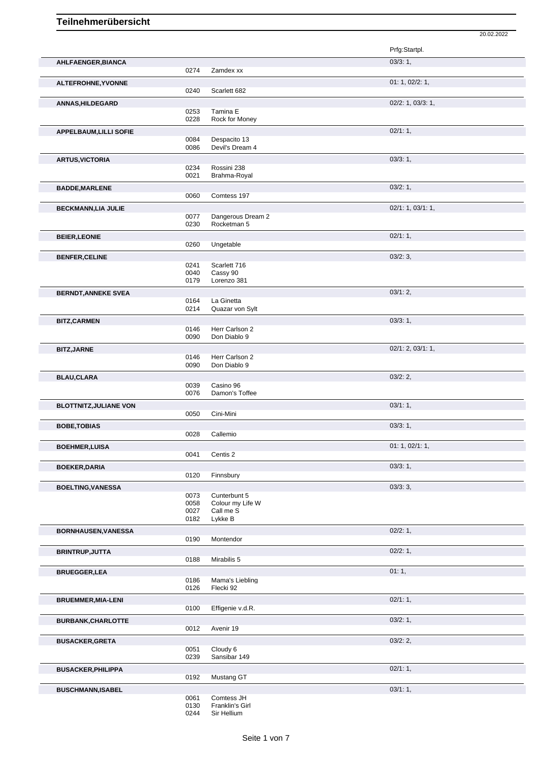# Teilnehmerübersicht

20.02.2022

| Teilnehmer | Nr. | Pferd | Prfg:Startpl. |
|---|---|---|---|
| **AHLFAENGER,BIANCA** | | | 03/3: 1, |
| | 0274 | Zamdex xx | |
| **ALTEFROHNE,YVONNE** | | | 01: 1, 02/2: 1, |
| | 0240 | Scarlett 682 | |
| **ANNAS,HILDEGARD** | | | 02/2: 1, 03/3: 1, |
| | 0253 | Tamina E | |
| | 0228 | Rock for Money | |
| **APPELBAUM,LILLI SOFIE** | | | 02/1: 1, |
| | 0084 | Despacito 13 | |
| | 0086 | Devil's Dream 4 | |
| **ARTUS,VICTORIA** | | | 03/3: 1, |
| | 0234 | Rossini 238 | |
| | 0021 | Brahma-Royal | |
| **BADDE,MARLENE** | | | 03/2: 1, |
| | 0060 | Comtess 197 | |
| **BECKMANN,LIA JULIE** | | | 02/1: 1, 03/1: 1, |
| | 0077 | Dangerous Dream 2 | |
| | 0230 | Rocketman 5 | |
| **BEIER,LEONIE** | | | 02/1: 1, |
| | 0260 | Ungetable | |
| **BENFER,CELINE** | | | 03/2: 3, |
| | 0241 | Scarlett 716 | |
| | 0040 | Cassy 90 | |
| | 0179 | Lorenzo 381 | |
| **BERNDT,ANNEKE SVEA** | | | 03/1: 2, |
| | 0164 | La Ginetta | |
| | 0214 | Quazar von Sylt | |
| **BITZ,CARMEN** | | | 03/3: 1, |
| | 0146 | Herr Carlson 2 | |
| | 0090 | Don Diablo 9 | |
| **BITZ,JARNE** | | | 02/1: 2, 03/1: 1, |
| | 0146 | Herr Carlson 2 | |
| | 0090 | Don Diablo 9 | |
| **BLAU,CLARA** | | | 03/2: 2, |
| | 0039 | Casino 96 | |
| | 0076 | Damon's Toffee | |
| **BLOTTNITZ,JULIANE VON** | | | 03/1: 1, |
| | 0050 | Cini-Mini | |
| **BOBE,TOBIAS** | | | 03/3: 1, |
| | 0028 | Callemio | |
| **BOEHMER,LUISA** | | | 01: 1, 02/1: 1, |
| | 0041 | Centis 2 | |
| **BOEKER,DARIA** | | | 03/3: 1, |
| | 0120 | Finnsbury | |
| **BOELTING,VANESSA** | | | 03/3: 3, |
| | 0073 | Cunterbunt 5 | |
| | 0058 | Colour my Life W | |
| | 0027 | Call me S | |
| | 0182 | Lykke B | |
| **BORNHAUSEN,VANESSA** | | | 02/2: 1, |
| | 0190 | Montendor | |
| **BRINTRUP,JUTTA** | | | 02/2: 1, |
| | 0188 | Mirabilis 5 | |
| **BRUEGGER,LEA** | | | 01: 1, |
| | 0186 | Mama's Liebling | |
| | 0126 | Flecki 92 | |
| **BRUEMMER,MIA-LENI** | | | 02/1: 1, |
| | 0100 | Effigenie v.d.R. | |
| **BURBANK,CHARLOTTE** | | | 03/2: 1, |
| | 0012 | Avenir 19 | |
| **BUSACKER,GRETA** | | | 03/2: 2, |
| | 0051 | Cloudy 6 | |
| | 0239 | Sansibar 149 | |
| **BUSACKER,PHILIPPA** | | | 02/1: 1, |
| | 0192 | Mustang GT | |
| **BUSCHMANN,ISABEL** | | | 03/1: 1, |
| | 0061 | Comtess JH | |
| | 0130 | Franklin's Girl | |
| | 0244 | Sir Hellium | |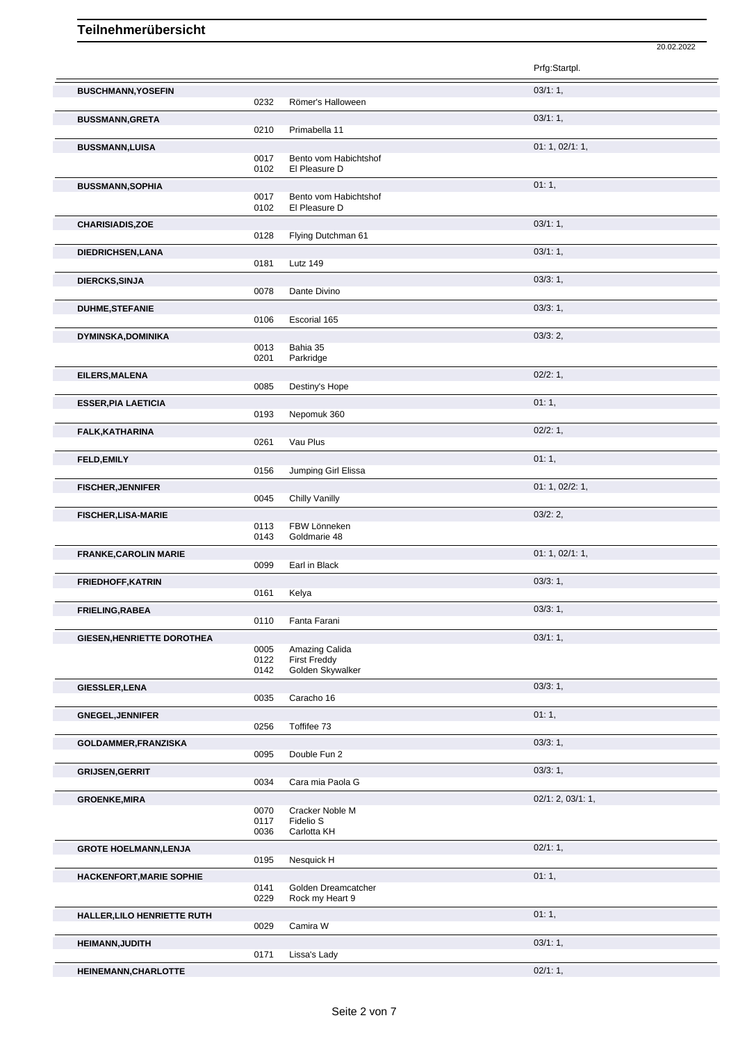# Teilnehmerübersicht

20.02.2022

| Name | Nr. | Pferd | Prfg:Startpl. |
|---|---|---|---|
| **BUSCHMANN,YOSEFIN** | | | 03/1: 1, |
| | 0232 | Römer's Halloween | |
| **BUSSMANN,GRETA** | | | 03/1: 1, |
| | 0210 | Primabella 11 | |
| **BUSSMANN,LUISA** | | | 01: 1, 02/1: 1, |
| | 0017 | Bento vom Habichtshof | |
| | 0102 | El Pleasure D | |
| **BUSSMANN,SOPHIA** | | | 01: 1, |
| | 0017 | Bento vom Habichtshof | |
| | 0102 | El Pleasure D | |
| **CHARISIADIS,ZOE** | | | 03/1: 1, |
| | 0128 | Flying Dutchman 61 | |
| **DIEDRICHSEN,LANA** | | | 03/1: 1, |
| | 0181 | Lutz 149 | |
| **DIERCKS,SINJA** | | | 03/3: 1, |
| | 0078 | Dante Divino | |
| **DUHME,STEFANIE** | | | 03/3: 1, |
| | 0106 | Escorial 165 | |
| **DYMINSKA,DOMINIKA** | | | 03/3: 2, |
| | 0013 | Bahia 35 | |
| | 0201 | Parkridge | |
| **EILERS,MALENA** | | | 02/2: 1, |
| | 0085 | Destiny's Hope | |
| **ESSER,PIA LAETICIA** | | | 01: 1, |
| | 0193 | Nepomuk 360 | |
| **FALK,KATHARINA** | | | 02/2: 1, |
| | 0261 | Vau Plus | |
| **FELD,EMILY** | | | 01: 1, |
| | 0156 | Jumping Girl Elissa | |
| **FISCHER,JENNIFER** | | | 01: 1, 02/2: 1, |
| | 0045 | Chilly Vanilly | |
| **FISCHER,LISA-MARIE** | | | 03/2: 2, |
| | 0113 | FBW Lönneken | |
| | 0143 | Goldmarie 48 | |
| **FRANKE,CAROLIN MARIE** | | | 01: 1, 02/1: 1, |
| | 0099 | Earl in Black | |
| **FRIEDHOFF,KATRIN** | | | 03/3: 1, |
| | 0161 | Kelya | |
| **FRIELING,RABEA** | | | 03/3: 1, |
| | 0110 | Fanta Farani | |
| **GIESEN,HENRIETTE DOROTHEA** | | | 03/1: 1, |
| | 0005 | Amazing Calida | |
| | 0122 | First Freddy | |
| | 0142 | Golden Skywalker | |
| **GIESSLER,LENA** | | | 03/3: 1, |
| | 0035 | Caracho 16 | |
| **GNEGEL,JENNIFER** | | | 01: 1, |
| | 0256 | Toffifee 73 | |
| **GOLDAMMER,FRANZISKA** | | | 03/3: 1, |
| | 0095 | Double Fun 2 | |
| **GRIJSEN,GERRIT** | | | 03/3: 1, |
| | 0034 | Cara mia Paola G | |
| **GROENKE,MIRA** | | | 02/1: 2, 03/1: 1, |
| | 0070 | Cracker Noble M | |
| | 0117 | Fidelio S | |
| | 0036 | Carlotta KH | |
| **GROTE HOELMANN,LENJA** | | | 02/1: 1, |
| | 0195 | Nesquick H | |
| **HACKENFORT,MARIE SOPHIE** | | | 01: 1, |
| | 0141 | Golden Dreamcatcher | |
| | 0229 | Rock my Heart 9 | |
| **HALLER,LILO HENRIETTE RUTH** | | | 01: 1, |
| | 0029 | Camira W | |
| **HEIMANN,JUDITH** | | | 03/1: 1, |
| | 0171 | Lissa's Lady | |
| **HEINEMANN,CHARLOTTE** | | | 02/1: 1, |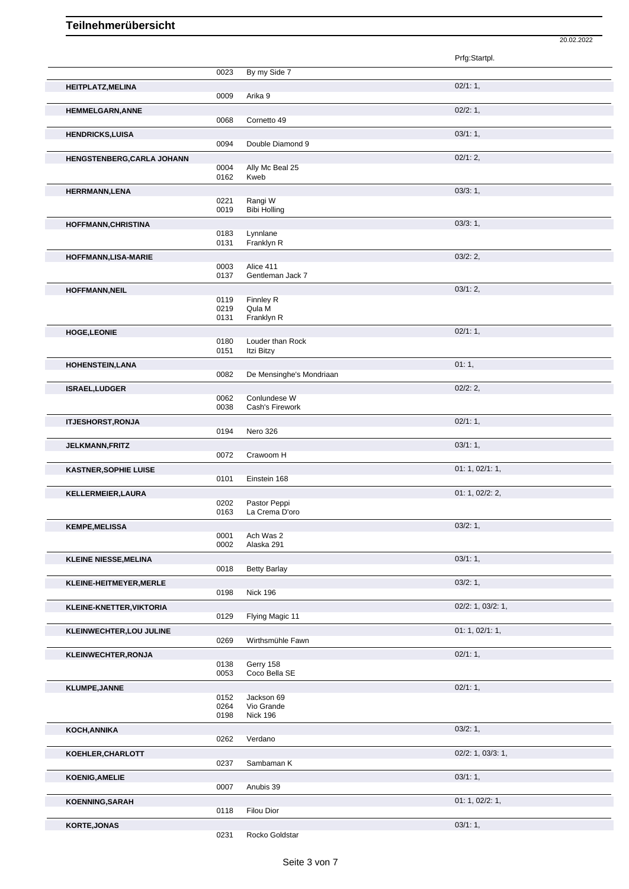# Teilnehmerübersicht

20.02.2022

| Name | Nr. | Pferd | Prfg:Startpl. |
|---|---|---|---|
| | 0023 | By my Side 7 | |
| HEITPLATZ,MELINA | | | 02/1: 1, |
| | 0009 | Arika 9 | |
| HEMMELGARN,ANNE | | | 02/2: 1, |
| | 0068 | Cornetto 49 | |
| HENDRICKS,LUISA | | | 03/1: 1, |
| | 0094 | Double Diamond 9 | |
| HENGSTENBERG,CARLA JOHANN | | | 02/1: 2, |
| | 0004 | Ally Mc Beal 25 | |
| | 0162 | Kweb | |
| HERRMANN,LENA | | | 03/3: 1, |
| | 0221 | Rangi W | |
| | 0019 | Bibi Holling | |
| HOFFMANN,CHRISTINA | | | 03/3: 1, |
| | 0183 | Lynnlane | |
| | 0131 | Franklyn R | |
| HOFFMANN,LISA-MARIE | | | 03/2: 2, |
| | 0003 | Alice 411 | |
| | 0137 | Gentleman Jack 7 | |
| HOFFMANN,NEIL | | | 03/1: 2, |
| | 0119 | Finnley R | |
| | 0219 | Qula M | |
| | 0131 | Franklyn R | |
| HOGE,LEONIE | | | 02/1: 1, |
| | 0180 | Louder than Rock | |
| | 0151 | Itzi Bitzy | |
| HOHENSTEIN,LANA | | | 01: 1, |
| | 0082 | De Mensinghe's Mondriaan | |
| ISRAEL,LUDGER | | | 02/2: 2, |
| | 0062 | Conlundese W | |
| | 0038 | Cash's Firework | |
| ITJESHORST,RONJA | | | 02/1: 1, |
| | 0194 | Nero 326 | |
| JELKMANN,FRITZ | | | 03/1: 1, |
| | 0072 | Crawoom H | |
| KASTNER,SOPHIE LUISE | | | 01: 1, 02/1: 1, |
| | 0101 | Einstein 168 | |
| KELLERMEIER,LAURA | | | 01: 1, 02/2: 2, |
| | 0202 | Pastor Peppi | |
| | 0163 | La Crema D'oro | |
| KEMPE,MELISSA | | | 03/2: 1, |
| | 0001 | Ach Was 2 | |
| | 0002 | Alaska 291 | |
| KLEINE NIESSE,MELINA | | | 03/1: 1, |
| | 0018 | Betty Barlay | |
| KLEINE-HEITMEYER,MERLE | | | 03/2: 1, |
| | 0198 | Nick 196 | |
| KLEINE-KNETTER,VIKTORIA | | | 02/2: 1, 03/2: 1, |
| | 0129 | Flying Magic 11 | |
| KLEINWECHTER,LOU JULINE | | | 01: 1, 02/1: 1, |
| | 0269 | Wirthsmühle Fawn | |
| KLEINWECHTER,RONJA | | | 02/1: 1, |
| | 0138 | Gerry 158 | |
| | 0053 | Coco Bella SE | |
| KLUMPE,JANNE | | | 02/1: 1, |
| | 0152 | Jackson 69 | |
| | 0264 | Vio Grande | |
| | 0198 | Nick 196 | |
| KOCH,ANNIKA | | | 03/2: 1, |
| | 0262 | Verdano | |
| KOEHLER,CHARLOTT | | | 02/2: 1, 03/3: 1, |
| | 0237 | Sambaman K | |
| KOENIG,AMELIE | | | 03/1: 1, |
| | 0007 | Anubis 39 | |
| KOENNING,SARAH | | | 01: 1, 02/2: 1, |
| | 0118 | Filou Dior | |
| KORTE,JONAS | | | 03/1: 1, |
| | 0231 | Rocko Goldstar | |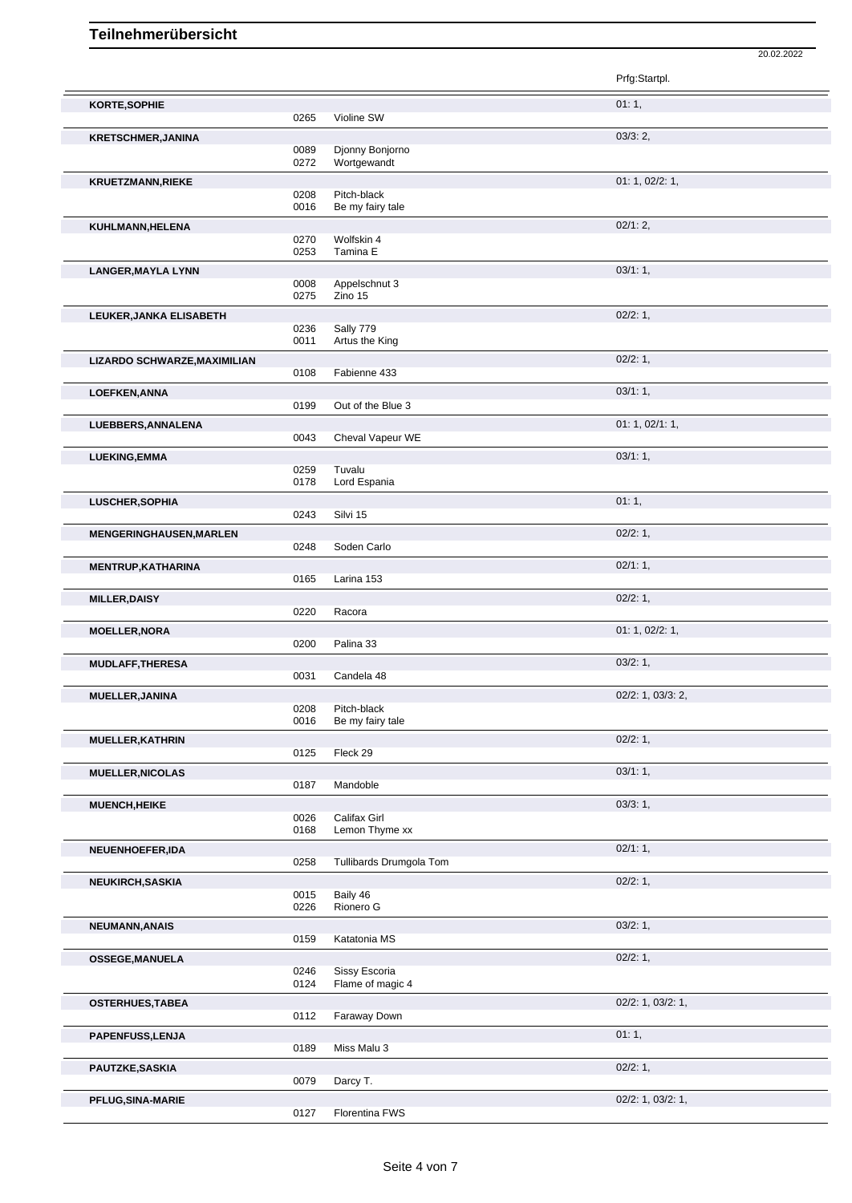# Teilnehmerübersicht

20.02.2022

| Name | Nr. | Pferd | Prfg:Startpl. |
|---|---|---|---|
| **KORTE,SOPHIE** | | | 01: 1, |
| | 0265 | Violine SW | |
| **KRETSCHMER,JANINA** | | | 03/3: 2, |
| | 0089 | Djonny Bonjorno | |
| | 0272 | Wortgewandt | |
| **KRUETZMANN,RIEKE** | | | 01: 1, 02/2: 1, |
| | 0208 | Pitch-black | |
| | 0016 | Be my fairy tale | |
| **KUHLMANN,HELENA** | | | 02/1: 2, |
| | 0270 | Wolfskin 4 | |
| | 0253 | Tamina E | |
| **LANGER,MAYLA LYNN** | | | 03/1: 1, |
| | 0008 | Appelschnut 3 | |
| | 0275 | Zino 15 | |
| **LEUKER,JANKA ELISABETH** | | | 02/2: 1, |
| | 0236 | Sally 779 | |
| | 0011 | Artus the King | |
| **LIZARDO SCHWARZE,MAXIMILIAN** | | | 02/2: 1, |
| | 0108 | Fabienne 433 | |
| **LOEFKEN,ANNA** | | | 03/1: 1, |
| | 0199 | Out of the Blue 3 | |
| **LUEBBERS,ANNALENA** | | | 01: 1, 02/1: 1, |
| | 0043 | Cheval Vapeur WE | |
| **LUEKING,EMMA** | | | 03/1: 1, |
| | 0259 | Tuvalu | |
| | 0178 | Lord Espania | |
| **LUSCHER,SOPHIA** | | | 01: 1, |
| | 0243 | Silvi 15 | |
| **MENGERINGHAUSEN,MARLEN** | | | 02/2: 1, |
| | 0248 | Soden Carlo | |
| **MENTRUP,KATHARINA** | | | 02/1: 1, |
| | 0165 | Larina 153 | |
| **MILLER,DAISY** | | | 02/2: 1, |
| | 0220 | Racora | |
| **MOELLER,NORA** | | | 01: 1, 02/2: 1, |
| | 0200 | Palina 33 | |
| **MUDLAFF,THERESA** | | | 03/2: 1, |
| | 0031 | Candela 48 | |
| **MUELLER,JANINA** | | | 02/2: 1, 03/3: 2, |
| | 0208 | Pitch-black | |
| | 0016 | Be my fairy tale | |
| **MUELLER,KATHRIN** | | | 02/2: 1, |
| | 0125 | Fleck 29 | |
| **MUELLER,NICOLAS** | | | 03/1: 1, |
| | 0187 | Mandoble | |
| **MUENCH,HEIKE** | | | 03/3: 1, |
| | 0026 | Califax Girl | |
| | 0168 | Lemon Thyme xx | |
| **NEUENHOEFER,IDA** | | | 02/1: 1, |
| | 0258 | Tullibards Drumgola Tom | |
| **NEUKIRCH,SASKIA** | | | 02/2: 1, |
| | 0015 | Baily 46 | |
| | 0226 | Rionero G | |
| **NEUMANN,ANAIS** | | | 03/2: 1, |
| | 0159 | Katatonia MS | |
| **OSSEGE,MANUELA** | | | 02/2: 1, |
| | 0246 | Sissy Escoria | |
| | 0124 | Flame of magic 4 | |
| **OSTERHUES,TABEA** | | | 02/2: 1, 03/2: 1, |
| | 0112 | Faraway Down | |
| **PAPENFUSS,LENJA** | | | 01: 1, |
| | 0189 | Miss Malu 3 | |
| **PAUTZKE,SASKIA** | | | 02/2: 1, |
| | 0079 | Darcy T. | |
| **PFLUG,SINA-MARIE** | | | 02/2: 1, 03/2: 1, |
| | 0127 | Florentina FWS | |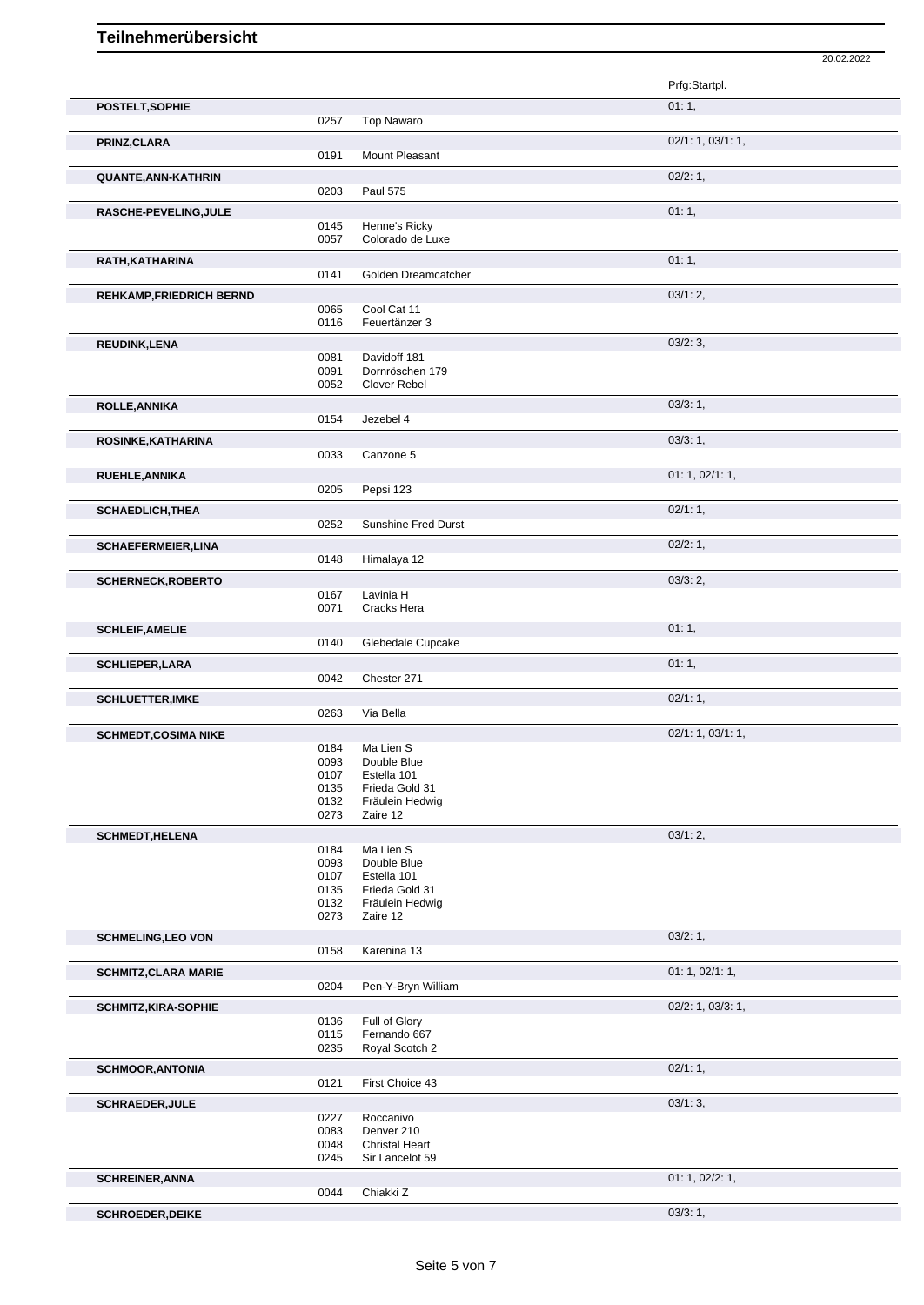# Teilnehmerübersicht

20.02.2022

| Teilnehmer | Nr. | Pferd | Prfg:Startpl. |
|---|---|---|---|
| **POSTELT,SOPHIE** | | | 01: 1, |
| | 0257 | Top Nawaro | |
| **PRINZ,CLARA** | | | 02/1: 1, 03/1: 1, |
| | 0191 | Mount Pleasant | |
| **QUANTE,ANN-KATHRIN** | | | 02/2: 1, |
| | 0203 | Paul 575 | |
| **RASCHE-PEVELING,JULE** | | | 01: 1, |
| | 0145 | Henne's Ricky | |
| | 0057 | Colorado de Luxe | |
| **RATH,KATHARINA** | | | 01: 1, |
| | 0141 | Golden Dreamcatcher | |
| **REHKAMP,FRIEDRICH BERND** | | | 03/1: 2, |
| | 0065 | Cool Cat 11 | |
| | 0116 | Feuertänzer 3 | |
| **REUDINK,LENA** | | | 03/2: 3, |
| | 0081 | Davidoff 181 | |
| | 0091 | Dornröschen 179 | |
| | 0052 | Clover Rebel | |
| **ROLLE,ANNIKA** | | | 03/3: 1, |
| | 0154 | Jezebel 4 | |
| **ROSINKE,KATHARINA** | | | 03/3: 1, |
| | 0033 | Canzone 5 | |
| **RUEHLE,ANNIKA** | | | 01: 1, 02/1: 1, |
| | 0205 | Pepsi 123 | |
| **SCHAEDLICH,THEA** | | | 02/1: 1, |
| | 0252 | Sunshine Fred Durst | |
| **SCHAEFERMEIER,LINA** | | | 02/2: 1, |
| | 0148 | Himalaya 12 | |
| **SCHERNECK,ROBERTO** | | | 03/3: 2, |
| | 0167 | Lavinia H | |
| | 0071 | Cracks Hera | |
| **SCHLEIF,AMELIE** | | | 01: 1, |
| | 0140 | Glebedale Cupcake | |
| **SCHLIEPER,LARA** | | | 01: 1, |
| | 0042 | Chester 271 | |
| **SCHLUETTER,IMKE** | | | 02/1: 1, |
| | 0263 | Via Bella | |
| **SCHMEDT,COSIMA NIKE** | | | 02/1: 1, 03/1: 1, |
| | 0184 | Ma Lien S | |
| | 0093 | Double Blue | |
| | 0107 | Estella 101 | |
| | 0135 | Frieda Gold 31 | |
| | 0132 | Fräulein Hedwig | |
| | 0273 | Zaire 12 | |
| **SCHMEDT,HELENA** | | | 03/1: 2, |
| | 0184 | Ma Lien S | |
| | 0093 | Double Blue | |
| | 0107 | Estella 101 | |
| | 0135 | Frieda Gold 31 | |
| | 0132 | Fräulein Hedwig | |
| | 0273 | Zaire 12 | |
| **SCHMELING,LEO VON** | | | 03/2: 1, |
| | 0158 | Karenina 13 | |
| **SCHMITZ,CLARA MARIE** | | | 01: 1, 02/1: 1, |
| | 0204 | Pen-Y-Bryn William | |
| **SCHMITZ,KIRA-SOPHIE** | | | 02/2: 1, 03/3: 1, |
| | 0136 | Full of Glory | |
| | 0115 | Fernando 667 | |
| | 0235 | Royal Scotch 2 | |
| **SCHMOOR,ANTONIA** | | | 02/1: 1, |
| | 0121 | First Choice 43 | |
| **SCHRAEDER,JULE** | | | 03/1: 3, |
| | 0227 | Roccanivo | |
| | 0083 | Denver 210 | |
| | 0048 | Christal Heart | |
| | 0245 | Sir Lancelot 59 | |
| **SCHREINER,ANNA** | | | 01: 1, 02/2: 1, |
| | 0044 | Chiakki Z | |
| **SCHROEDER,DEIKE** | | | 03/3: 1, |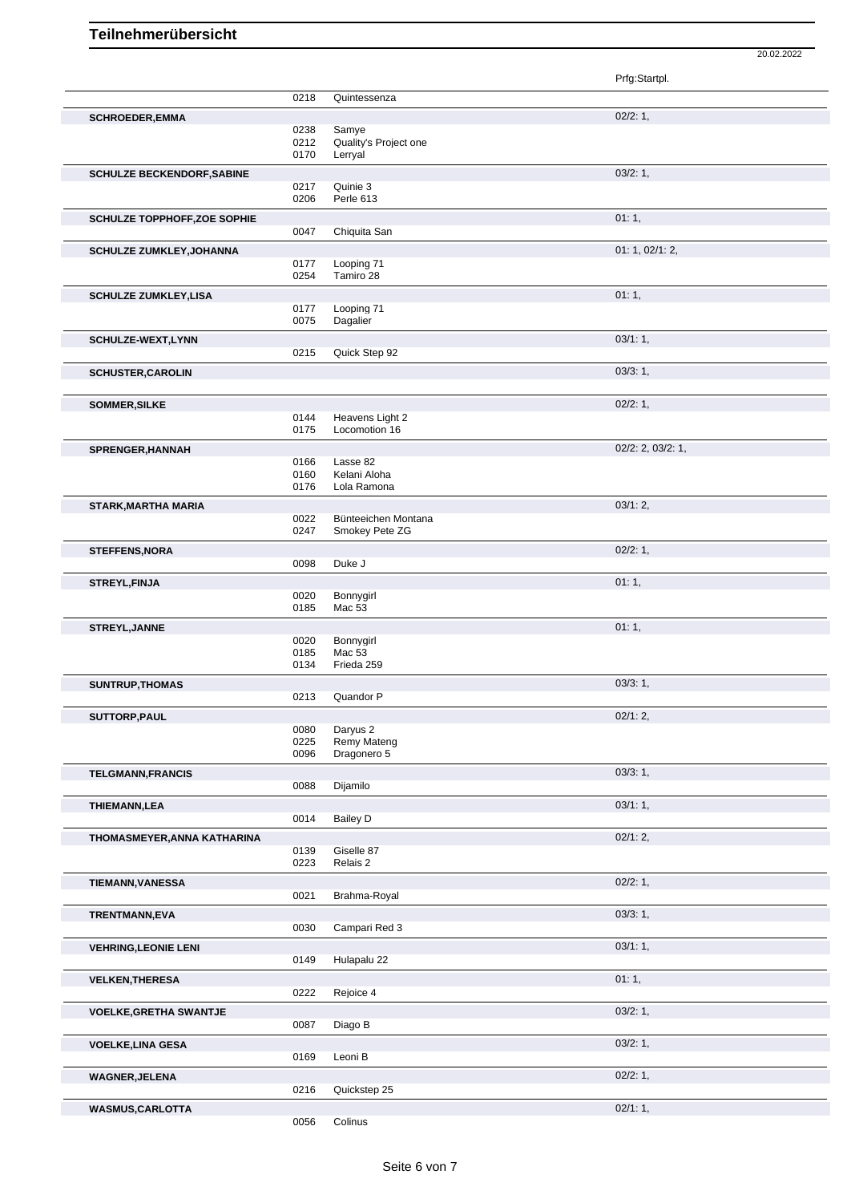# Teilnehmerübersicht

20.02.2022

| Name | Nr. | Pferd | Prfg:Startpl. |
|---|---|---|---|
| | 0218 | Quintessenza | |
| **SCHROEDER,EMMA** | | | 02/2: 1, |
| | 0238 | Samye | |
| | 0212 | Quality's Project one | |
| | 0170 | Lerryal | |
| **SCHULZE BECKENDORF,SABINE** | | | 03/2: 1, |
| | 0217 | Quinie 3 | |
| | 0206 | Perle 613 | |
| **SCHULZE TOPPHOFF,ZOE SOPHIE** | | | 01: 1, |
| | 0047 | Chiquita San | |
| **SCHULZE ZUMKLEY,JOHANNA** | | | 01: 1, 02/1: 2, |
| | 0177 | Looping 71 | |
| | 0254 | Tamiro 28 | |
| **SCHULZE ZUMKLEY,LISA** | | | 01: 1, |
| | 0177 | Looping 71 | |
| | 0075 | Dagalier | |
| **SCHULZE-WEXT,LYNN** | | | 03/1: 1, |
| | 0215 | Quick Step 92 | |
| **SCHUSTER,CAROLIN** | | | 03/3: 1, |
| **SOMMER,SILKE** | | | 02/2: 1, |
| | 0144 | Heavens Light 2 | |
| | 0175 | Locomotion 16 | |
| **SPRENGER,HANNAH** | | | 02/2: 2, 03/2: 1, |
| | 0166 | Lasse 82 | |
| | 0160 | Kelani Aloha | |
| | 0176 | Lola Ramona | |
| **STARK,MARTHA MARIA** | | | 03/1: 2, |
| | 0022 | Bünteeichen Montana | |
| | 0247 | Smokey Pete ZG | |
| **STEFFENS,NORA** | | | 02/2: 1, |
| | 0098 | Duke J | |
| **STREYL,FINJA** | | | 01: 1, |
| | 0020 | Bonnygirl | |
| | 0185 | Mac 53 | |
| **STREYL,JANNE** | | | 01: 1, |
| | 0020 | Bonnygirl | |
| | 0185 | Mac 53 | |
| | 0134 | Frieda 259 | |
| **SUNTRUP,THOMAS** | | | 03/3: 1, |
| | 0213 | Quandor P | |
| **SUTTORP,PAUL** | | | 02/1: 2, |
| | 0080 | Daryus 2 | |
| | 0225 | Remy Mateng | |
| | 0096 | Dragonero 5 | |
| **TELGMANN,FRANCIS** | | | 03/3: 1, |
| | 0088 | Dijamilo | |
| **THIEMANN,LEA** | | | 03/1: 1, |
| | 0014 | Bailey D | |
| **THOMASMEYER,ANNA KATHARINA** | | | 02/1: 2, |
| | 0139 | Giselle 87 | |
| | 0223 | Relais 2 | |
| **TIEMANN,VANESSA** | | | 02/2: 1, |
| | 0021 | Brahma-Royal | |
| **TRENTMANN,EVA** | | | 03/3: 1, |
| | 0030 | Campari Red 3 | |
| **VEHRING,LEONIE LENI** | | | 03/1: 1, |
| | 0149 | Hulapalu 22 | |
| **VELKEN,THERESA** | | | 01: 1, |
| | 0222 | Rejoice 4 | |
| **VOELKE,GRETHA SWANTJE** | | | 03/2: 1, |
| | 0087 | Diago B | |
| **VOELKE,LINA GESA** | | | 03/2: 1, |
| | 0169 | Leoni B | |
| **WAGNER,JELENA** | | | 02/2: 1, |
| | 0216 | Quickstep 25 | |
| **WASMUS,CARLOTTA** | | | 02/1: 1, |
| | 0056 | Colinus | |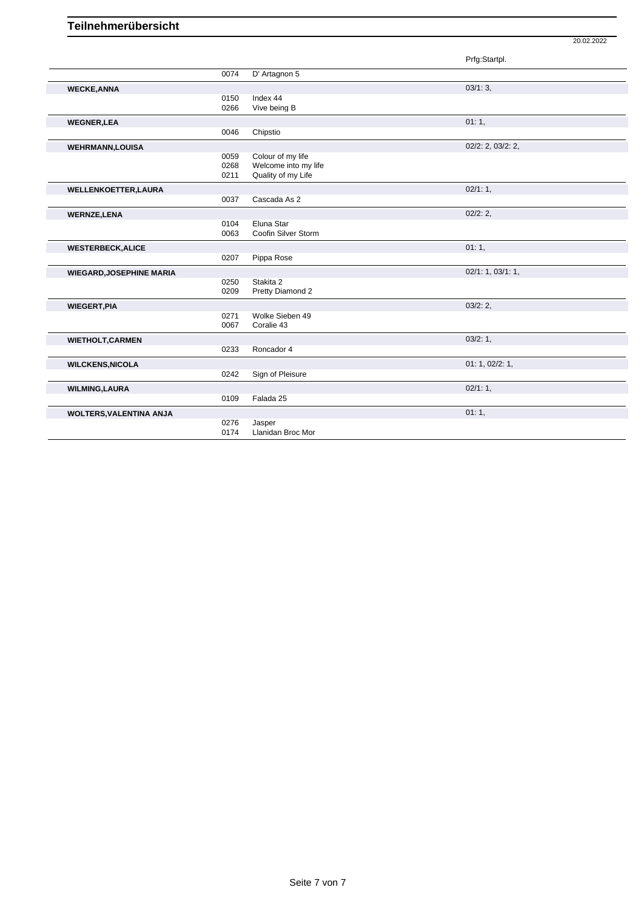# Teilnehmerübersicht

20.02.2022

| | | | Prfg:Startpl. |
|---|---|---|---|
| | 0074 | D' Artagnon 5 | |
| **WECKE,ANNA** | | | 03/1: 3, |
| | 0150 | Index 44 | |
| | 0266 | Vive being B | |
| **WEGNER,LEA** | | | 01: 1, |
| | 0046 | Chipstio | |
| **WEHRMANN,LOUISA** | | | 02/2: 2, 03/2: 2, |
| | 0059 | Colour of my life | |
| | 0268 | Welcome into my life | |
| | 0211 | Quality of my Life | |
| **WELLENKOETTER,LAURA** | | | 02/1: 1, |
| | 0037 | Cascada As 2 | |
| **WERNZE,LENA** | | | 02/2: 2, |
| | 0104 | Eluna Star | |
| | 0063 | Coofin Silver Storm | |
| **WESTERBECK,ALICE** | | | 01: 1, |
| | 0207 | Pippa Rose | |
| **WIEGARD,JOSEPHINE MARIA** | | | 02/1: 1, 03/1: 1, |
| | 0250 | Stakita 2 | |
| | 0209 | Pretty Diamond 2 | |
| **WIEGERT,PIA** | | | 03/2: 2, |
| | 0271 | Wolke Sieben 49 | |
| | 0067 | Coralie 43 | |
| **WIETHOLT,CARMEN** | | | 03/2: 1, |
| | 0233 | Roncador 4 | |
| **WILCKENS,NICOLA** | | | 01: 1, 02/2: 1, |
| | 0242 | Sign of Pleisure | |
| **WILMING,LAURA** | | | 02/1: 1, |
| | 0109 | Falada 25 | |
| **WOLTERS,VALENTINA ANJA** | | | 01: 1, |
| | 0276 | Jasper | |
| | 0174 | Llanidan Broc Mor | |